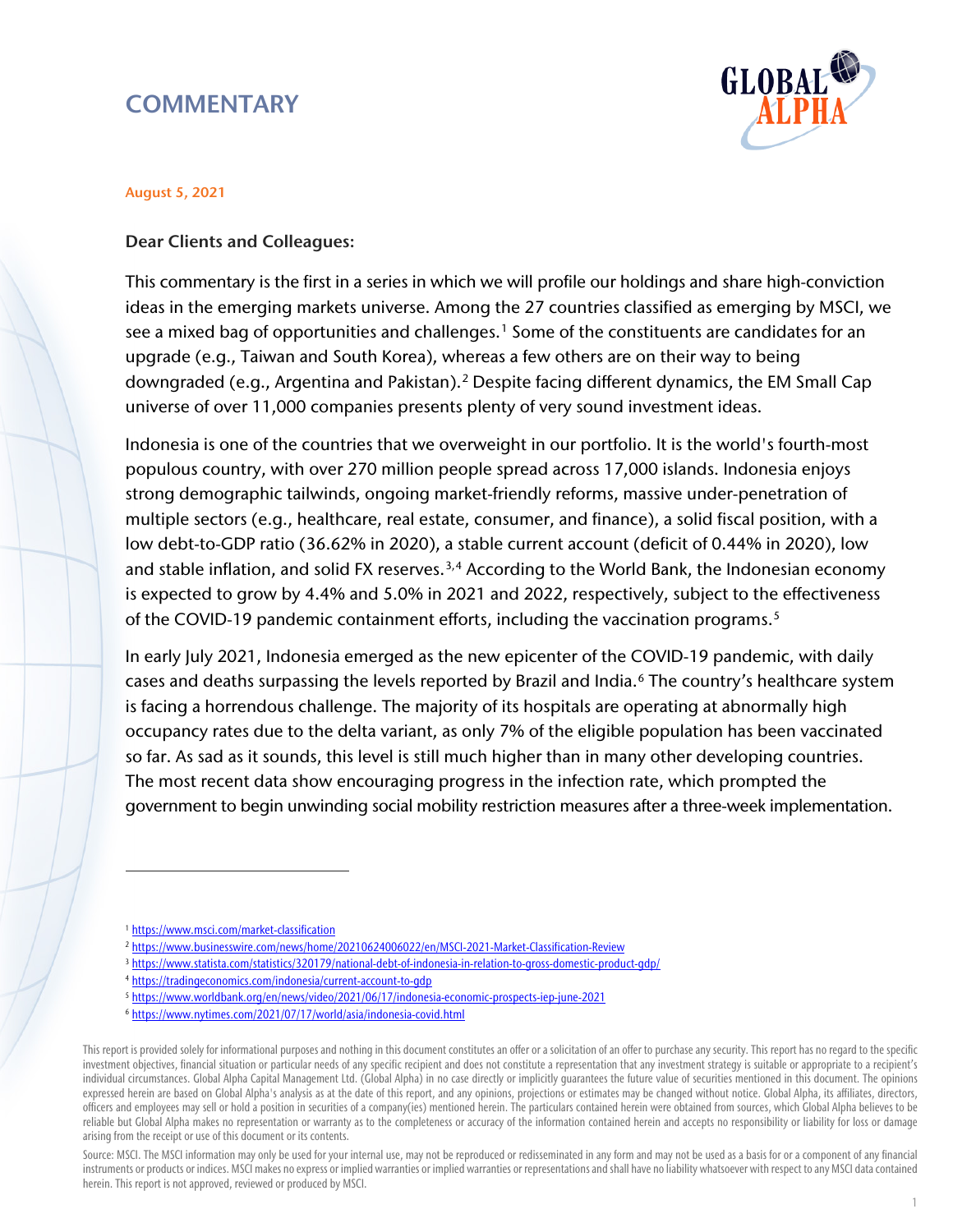# COMMENTARY

August 5, 2021

Dear Clients and Colleagues:

This commentary is the first in a series in which we will profile our holdings and share high-conviction ideas in the emerging markets universe. Among the 27 countries classified as emerging by MSCI, we see a mixed bag of opportunities and challenges.[1] Some of the constituents are candidates for an upgrade (e.g., Taiwan and South Korea), whereas a few others are on their way to being downgraded (e.g., Argentina and Pakistan).[2] Despite facing different dynamics, the EM Small Cap universe of over 11,000 companies presents plenty of very sound investment ideas.

Indonesia is one of the countries that we overweight in our portfolio. It is the world's fourth-most populous country, with over 270 million people spread across 17,000 islands. Indonesia enjoys strong demographic tailwinds, ongoing market-friendly reforms, massive under-penetration of multiple sectors (e.g., healthcare, real estate, consumer, and finance), a solid fiscal position, with a low debt-to-GDP ratio (36.62% in 2020), a stable current account (deficit of 0.44% in 2020), low and stable inflation, and solid FX reserves.[3,4] According to the World Bank, the Indonesian economy is expected to grow by 4.4% and 5.0% in 2021 and 2022, respectively, subject to the effectiveness of the COVID-19 pandemic containment efforts, including the vaccination programs.[5]

In early July 2021, Indonesia emerged as the new epicenter of the COVID-19 pandemic, with daily cases and deaths surpassing the levels reported by Brazil and India.[6] The country's healthcare system is facing a horrendous challenge. The majority of its hospitals are operating at abnormally high occupancy rates due to the delta variant, as only 7% of the eligible population has been vaccinated so far. As sad as it sounds, this level is still much higher than in many other developing countries. The most recent data show encouraging progress in the infection rate, which prompted the government to begin unwinding social mobility restriction measures after a three-week implementation.

---

[1] https://www.msci.com/market-classification

[2] https://www.businesswire.com/news/home/20210624006022/en/MSCI-2021-Market-Classification-Review

[3] https://www.statista.com/statistics/320179/national-debt-of-indonesia-in-relation-to-gross-domestic-product-gdp/

[4] https://tradingeconomics.com/indonesia/current-account-to-gdp

[5] https://www.worldbank.org/en/news/video/2021/06/17/indonesia-economic-prospects-iep-june-2021

[6] https://www.nytimes.com/2021/07/17/world/asia/indonesia-covid.html

This report is provided solely for informational purposes and nothing in this document constitutes an offer or a solicitation of an offer to purchase any security. This report has no regard to the specific investment objectives, financial situation or particular needs of any specific recipient and does not constitute a representation that any investment strategy is suitable or appropriate to a recipient's individual circumstances. Global Alpha Capital Management Ltd. (Global Alpha) in no case directly or implicitly guarantees the future value of securities mentioned in this document. The opinions expressed herein are based on Global Alpha's analysis as at the date of this report, and any opinions, projections or estimates may be changed without notice. Global Alpha, its affiliates, directors, officers and employees may sell or hold a position in securities of a company(ies) mentioned herein. The particulars contained herein were obtained from sources, which Global Alpha believes to be reliable but Global Alpha makes no representation or warranty as to the completeness or accuracy of the information contained herein and accepts no responsibility or liability for loss or damage arising from the receipt or use of this document or its contents.

Source: MSCI. The MSCI information may only be used for your internal use, may not be reproduced or redisseminated in any form and may not be used as a basis for or a component of any financial instruments or products or indices. MSCI makes no express or implied warranties or implied warranties or representations and shall have no liability whatsoever with respect to any MSCI data contained herein. This report is not approved, reviewed or produced by MSCI.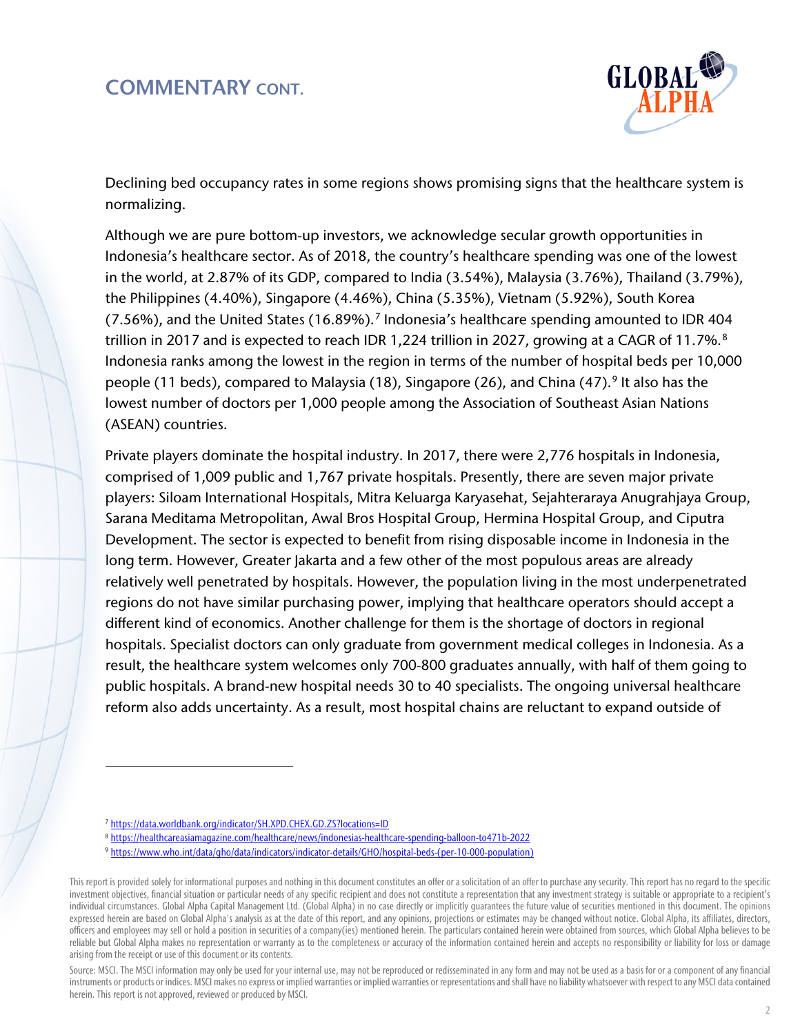## COMMENTARY CONT.

Declining bed occupancy rates in some regions shows promising signs that the healthcare system is normalizing.

Although we are pure bottom-up investors, we acknowledge secular growth opportunities in Indonesia's healthcare sector. As of 2018, the country's healthcare spending was one of the lowest in the world, at 2.87% of its GDP, compared to India (3.54%), Malaysia (3.76%), Thailand (3.79%), the Philippines (4.40%), Singapore (4.46%), China (5.35%), Vietnam (5.92%), South Korea (7.56%), and the United States (16.89%).[7] Indonesia's healthcare spending amounted to IDR 404 trillion in 2017 and is expected to reach IDR 1,224 trillion in 2027, growing at a CAGR of 11.7%.[8] Indonesia ranks among the lowest in the region in terms of the number of hospital beds per 10,000 people (11 beds), compared to Malaysia (18), Singapore (26), and China (47).[9] It also has the lowest number of doctors per 1,000 people among the Association of Southeast Asian Nations (ASEAN) countries.

Private players dominate the hospital industry. In 2017, there were 2,776 hospitals in Indonesia, comprised of 1,009 public and 1,767 private hospitals. Presently, there are seven major private players: Siloam International Hospitals, Mitra Keluarga Karyasehat, Sejahteraraya Anugrahjaya Group, Sarana Meditama Metropolitan, Awal Bros Hospital Group, Hermina Hospital Group, and Ciputra Development. The sector is expected to benefit from rising disposable income in Indonesia in the long term. However, Greater Jakarta and a few other of the most populous areas are already relatively well penetrated by hospitals. However, the population living in the most underpenetrated regions do not have similar purchasing power, implying that healthcare operators should accept a different kind of economics. Another challenge for them is the shortage of doctors in regional hospitals. Specialist doctors can only graduate from government medical colleges in Indonesia. As a result, the healthcare system welcomes only 700-800 graduates annually, with half of them going to public hospitals. A brand-new hospital needs 30 to 40 specialists. The ongoing universal healthcare reform also adds uncertainty. As a result, most hospital chains are reluctant to expand outside of

---

[7] https://data.worldbank.org/indicator/SH.XPD.CHEX.GD.ZS?locations=ID

[8] https://healthcareasiamagazine.com/healthcare/news/indonesias-healthcare-spending-balloon-to471b-2022

[9] https://www.who.int/data/gho/data/indicators/indicator-details/GHO/hospital-beds-(per-10-000-population)

This report is provided solely for informational purposes and nothing in this document constitutes an offer or a solicitation of an offer to purchase any security. This report has no regard to the specific investment objectives, financial situation or particular needs of any specific recipient and does not constitute a representation that any investment strategy is suitable or appropriate to a recipient's individual circumstances. Global Alpha Capital Management Ltd. (Global Alpha) in no case directly or implicitly guarantees the future value of securities mentioned in this document. The opinions expressed herein are based on Global Alpha's analysis as at the date of this report, and any opinions, projections or estimates may be changed without notice. Global Alpha, its affiliates, directors, officers and employees may sell or hold a position in securities of a company(ies) mentioned herein. The particulars contained herein were obtained from sources, which Global Alpha believes to be reliable but Global Alpha makes no representation or warranty as to the completeness or accuracy of the information contained herein and accepts no responsibility or liability for loss or damage arising from the receipt or use of this document or its contents.

Source: MSCI. The MSCI information may only be used for your internal use, may not be reproduced or redisseminated in any form and may not be used as a basis for or a component of any financial instruments or products or indices. MSCI makes no express or implied warranties or implied warranties or representations and shall have no liability whatsoever with respect to any MSCI data contained herein. This report is not approved, reviewed or produced by MSCI.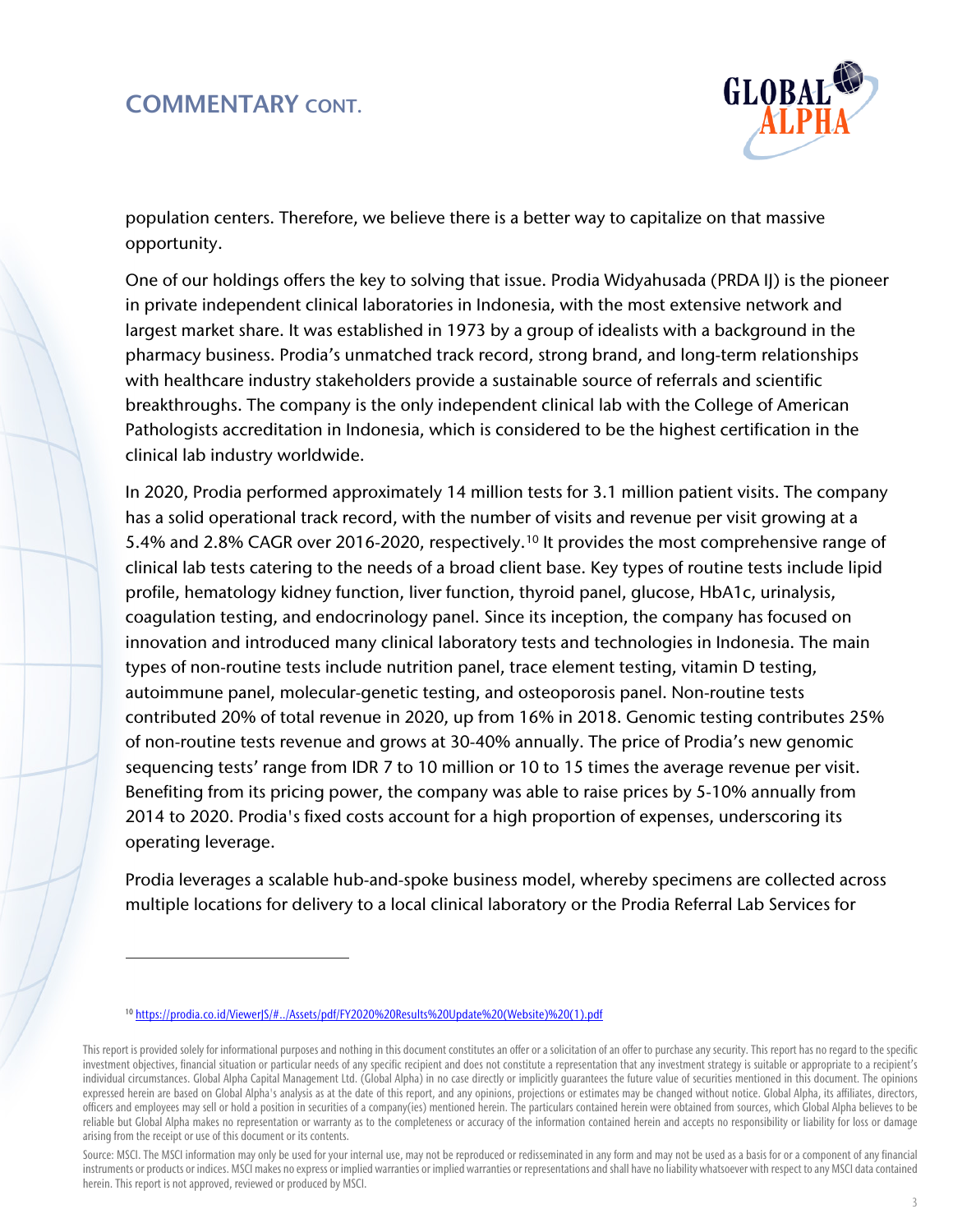population centers. Therefore, we believe there is a better way to capitalize on that massive opportunity.

One of our holdings offers the key to solving that issue. Prodia Widyahusada (PRDA IJ) is the pioneer in private independent clinical laboratories in Indonesia, with the most extensive network and largest market share. It was established in 1973 by a group of idealists with a background in the pharmacy business. Prodia's unmatched track record, strong brand, and long-term relationships with healthcare industry stakeholders provide a sustainable source of referrals and scientific breakthroughs. The company is the only independent clinical lab with the College of American Pathologists accreditation in Indonesia, which is considered to be the highest certification in the clinical lab industry worldwide.

In 2020, Prodia performed approximately 14 million tests for 3.1 million patient visits. The company has a solid operational track record, with the number of visits and revenue per visit growing at a 5.4% and 2.8% CAGR over 2016-2020, respectively.[10] It provides the most comprehensive range of clinical lab tests catering to the needs of a broad client base. Key types of routine tests include lipid profile, hematology kidney function, liver function, thyroid panel, glucose, HbA1c, urinalysis, coagulation testing, and endocrinology panel. Since its inception, the company has focused on innovation and introduced many clinical laboratory tests and technologies in Indonesia. The main types of non-routine tests include nutrition panel, trace element testing, vitamin D testing, autoimmune panel, molecular-genetic testing, and osteoporosis panel. Non-routine tests contributed 20% of total revenue in 2020, up from 16% in 2018. Genomic testing contributes 25% of non-routine tests revenue and grows at 30-40% annually. The price of Prodia's new genomic sequencing tests' range from IDR 7 to 10 million or 10 to 15 times the average revenue per visit. Benefiting from its pricing power, the company was able to raise prices by 5-10% annually from 2014 to 2020. Prodia's fixed costs account for a high proportion of expenses, underscoring its operating leverage.

Prodia leverages a scalable hub-and-spoke business model, whereby specimens are collected across multiple locations for delivery to a local clinical laboratory or the Prodia Referral Lab Services for

---

[10] https://prodia.co.id/ViewerJS/#../Assets/pdf/FY2020%20Results%20Update%20(Website)%20(1).pdf

This report is provided solely for informational purposes and nothing in this document constitutes an offer or a solicitation of an offer to purchase any security. This report has no regard to the specific investment objectives, financial situation or particular needs of any specific recipient and does not constitute a representation that any investment strategy is suitable or appropriate to a recipient's individual circumstances. Global Alpha Capital Management Ltd. (Global Alpha) in no case directly or implicitly guarantees the future value of securities mentioned in this document. The opinions expressed herein are based on Global Alpha's analysis as at the date of this report, and any opinions, projections or estimates may be changed without notice. Global Alpha, its affiliates, directors, officers and employees may sell or hold a position in securities of a company(ies) mentioned herein. The particulars contained herein were obtained from sources, which Global Alpha believes to be reliable but Global Alpha makes no representation or warranty as to the completeness or accuracy of the information contained herein and accepts no responsibility or liability for loss or damage arising from the receipt or use of this document or its contents.

Source: MSCI. The MSCI information may only be used for your internal use, may not be reproduced or redisseminated in any form and may not be used as a basis for or a component of any financial instruments or products or indices. MSCI makes no express or implied warranties or implied warranties or representations and shall have no liability whatsoever with respect to any MSCI data contained herein. This report is not approved, reviewed or produced by MSCI.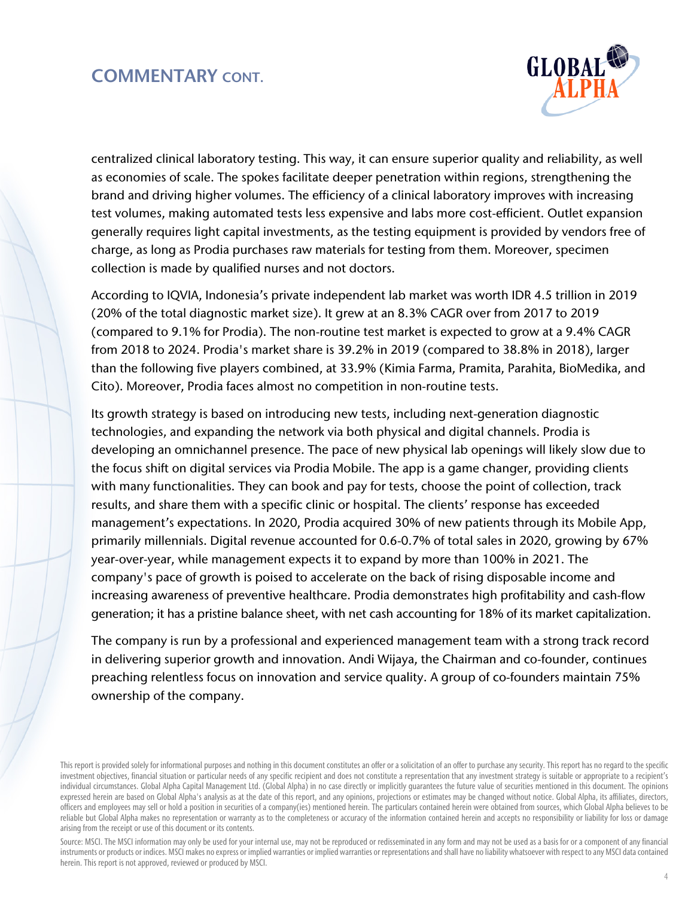## COMMENTARY CONT.

centralized clinical laboratory testing. This way, it can ensure superior quality and reliability, as well as economies of scale. The spokes facilitate deeper penetration within regions, strengthening the brand and driving higher volumes. The efficiency of a clinical laboratory improves with increasing test volumes, making automated tests less expensive and labs more cost-efficient. Outlet expansion generally requires light capital investments, as the testing equipment is provided by vendors free of charge, as long as Prodia purchases raw materials for testing from them. Moreover, specimen collection is made by qualified nurses and not doctors.

According to IQVIA, Indonesia's private independent lab market was worth IDR 4.5 trillion in 2019 (20% of the total diagnostic market size). It grew at an 8.3% CAGR over from 2017 to 2019 (compared to 9.1% for Prodia). The non-routine test market is expected to grow at a 9.4% CAGR from 2018 to 2024. Prodia's market share is 39.2% in 2019 (compared to 38.8% in 2018), larger than the following five players combined, at 33.9% (Kimia Farma, Pramita, Parahita, BioMedika, and Cito). Moreover, Prodia faces almost no competition in non-routine tests.

Its growth strategy is based on introducing new tests, including next-generation diagnostic technologies, and expanding the network via both physical and digital channels. Prodia is developing an omnichannel presence. The pace of new physical lab openings will likely slow due to the focus shift on digital services via Prodia Mobile. The app is a game changer, providing clients with many functionalities. They can book and pay for tests, choose the point of collection, track results, and share them with a specific clinic or hospital. The clients' response has exceeded management's expectations. In 2020, Prodia acquired 30% of new patients through its Mobile App, primarily millennials. Digital revenue accounted for 0.6-0.7% of total sales in 2020, growing by 67% year-over-year, while management expects it to expand by more than 100% in 2021. The company's pace of growth is poised to accelerate on the back of rising disposable income and increasing awareness of preventive healthcare. Prodia demonstrates high profitability and cash-flow generation; it has a pristine balance sheet, with net cash accounting for 18% of its market capitalization.

The company is run by a professional and experienced management team with a strong track record in delivering superior growth and innovation. Andi Wijaya, the Chairman and co-founder, continues preaching relentless focus on innovation and service quality. A group of co-founders maintain 75% ownership of the company.

This report is provided solely for informational purposes and nothing in this document constitutes an offer or a solicitation of an offer to purchase any security. This report has no regard to the specific investment objectives, financial situation or particular needs of any specific recipient and does not constitute a representation that any investment strategy is suitable or appropriate to a recipient's individual circumstances. Global Alpha Capital Management Ltd. (Global Alpha) in no case directly or implicitly guarantees the future value of securities mentioned in this document. The opinions expressed herein are based on Global Alpha's analysis as at the date of this report, and any opinions, projections or estimates may be changed without notice. Global Alpha, its affiliates, directors, officers and employees may sell or hold a position in securities of a company(ies) mentioned herein. The particulars contained herein were obtained from sources, which Global Alpha believes to be reliable but Global Alpha makes no representation or warranty as to the completeness or accuracy of the information contained herein and accepts no responsibility or liability for loss or damage arising from the receipt or use of this document or its contents.

Source: MSCI. The MSCI information may only be used for your internal use, may not be reproduced or redisseminated in any form and may not be used as a basis for or a component of any financial instruments or products or indices. MSCI makes no express or implied warranties or implied warranties or representations and shall have no liability whatsoever with respect to any MSCI data contained herein. This report is not approved, reviewed or produced by MSCI.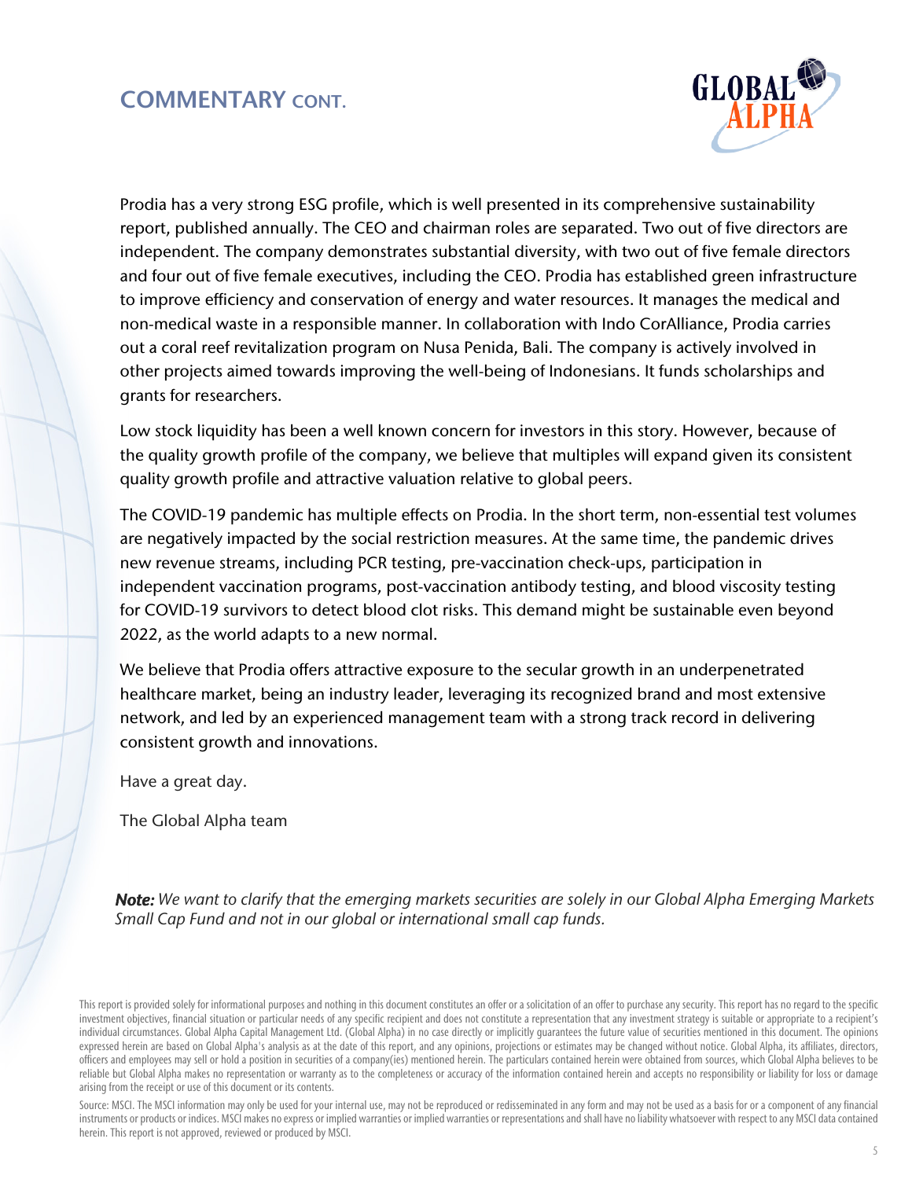## COMMENTARY CONT.

Prodia has a very strong ESG profile, which is well presented in its comprehensive sustainability report, published annually. The CEO and chairman roles are separated. Two out of five directors are independent. The company demonstrates substantial diversity, with two out of five female directors and four out of five female executives, including the CEO. Prodia has established green infrastructure to improve efficiency and conservation of energy and water resources. It manages the medical and non-medical waste in a responsible manner. In collaboration with Indo CorAlliance, Prodia carries out a coral reef revitalization program on Nusa Penida, Bali. The company is actively involved in other projects aimed towards improving the well-being of Indonesians. It funds scholarships and grants for researchers.

Low stock liquidity has been a well known concern for investors in this story. However, because of the quality growth profile of the company, we believe that multiples will expand given its consistent quality growth profile and attractive valuation relative to global peers.

The COVID-19 pandemic has multiple effects on Prodia. In the short term, non-essential test volumes are negatively impacted by the social restriction measures. At the same time, the pandemic drives new revenue streams, including PCR testing, pre-vaccination check-ups, participation in independent vaccination programs, post-vaccination antibody testing, and blood viscosity testing for COVID-19 survivors to detect blood clot risks. This demand might be sustainable even beyond 2022, as the world adapts to a new normal.

We believe that Prodia offers attractive exposure to the secular growth in an underpenetrated healthcare market, being an industry leader, leveraging its recognized brand and most extensive network, and led by an experienced management team with a strong track record in delivering consistent growth and innovations.

Have a great day.

The Global Alpha team

***Note:*** *We want to clarify that the emerging markets securities are solely in our Global Alpha Emerging Markets Small Cap Fund and not in our global or international small cap funds.*

This report is provided solely for informational purposes and nothing in this document constitutes an offer or a solicitation of an offer to purchase any security. This report has no regard to the specific investment objectives, financial situation or particular needs of any specific recipient and does not constitute a representation that any investment strategy is suitable or appropriate to a recipient's individual circumstances. Global Alpha Capital Management Ltd. (Global Alpha) in no case directly or implicitly guarantees the future value of securities mentioned in this document. The opinions expressed herein are based on Global Alpha's analysis as at the date of this report, and any opinions, projections or estimates may be changed without notice. Global Alpha, its affiliates, directors, officers and employees may sell or hold a position in securities of a company(ies) mentioned herein. The particulars contained herein were obtained from sources, which Global Alpha believes to be reliable but Global Alpha makes no representation or warranty as to the completeness or accuracy of the information contained herein and accepts no responsibility or liability for loss or damage arising from the receipt or use of this document or its contents.

Source: MSCI. The MSCI information may only be used for your internal use, may not be reproduced or redisseminated in any form and may not be used as a basis for or a component of any financial instruments or products or indices. MSCI makes no express or implied warranties or implied warranties or representations and shall have no liability whatsoever with respect to any MSCI data contained herein. This report is not approved, reviewed or produced by MSCI.